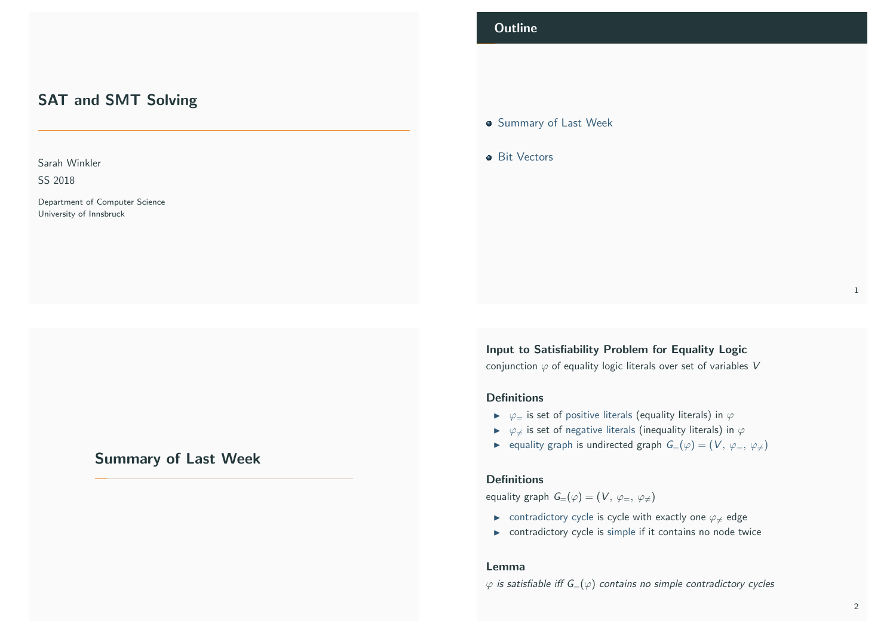# SAT and SMT Solving

Sarah Winkler

SS 2018

Department of Computer Science
University of Innsbruck

## Outline

- Summary of Last Week
- Bit Vectors

# Summary of Last Week

### Input to Satisfiability Problem for Equality Logic

conjunction $\varphi$ of equality logic literals over set of variables $V$

### Definitions

- $\varphi_=$ is set of positive literals (equality literals) in $\varphi$
- $\varphi_{\neq}$ is set of negative literals (inequality literals) in $\varphi$
- equality graph is undirected graph $G_=(\varphi) = (V,\ \varphi_=,\ \varphi_{\neq})$

### Definitions

equality graph $G_=(\varphi) = (V,\ \varphi_=,\ \varphi_{\neq})$

- contradictory cycle is cycle with exactly one $\varphi_{\neq}$ edge
- contradictory cycle is simple if it contains no node twice

### Lemma

*$\varphi$ is satisfiable iff $G_=(\varphi)$ contains no simple contradictory cycles*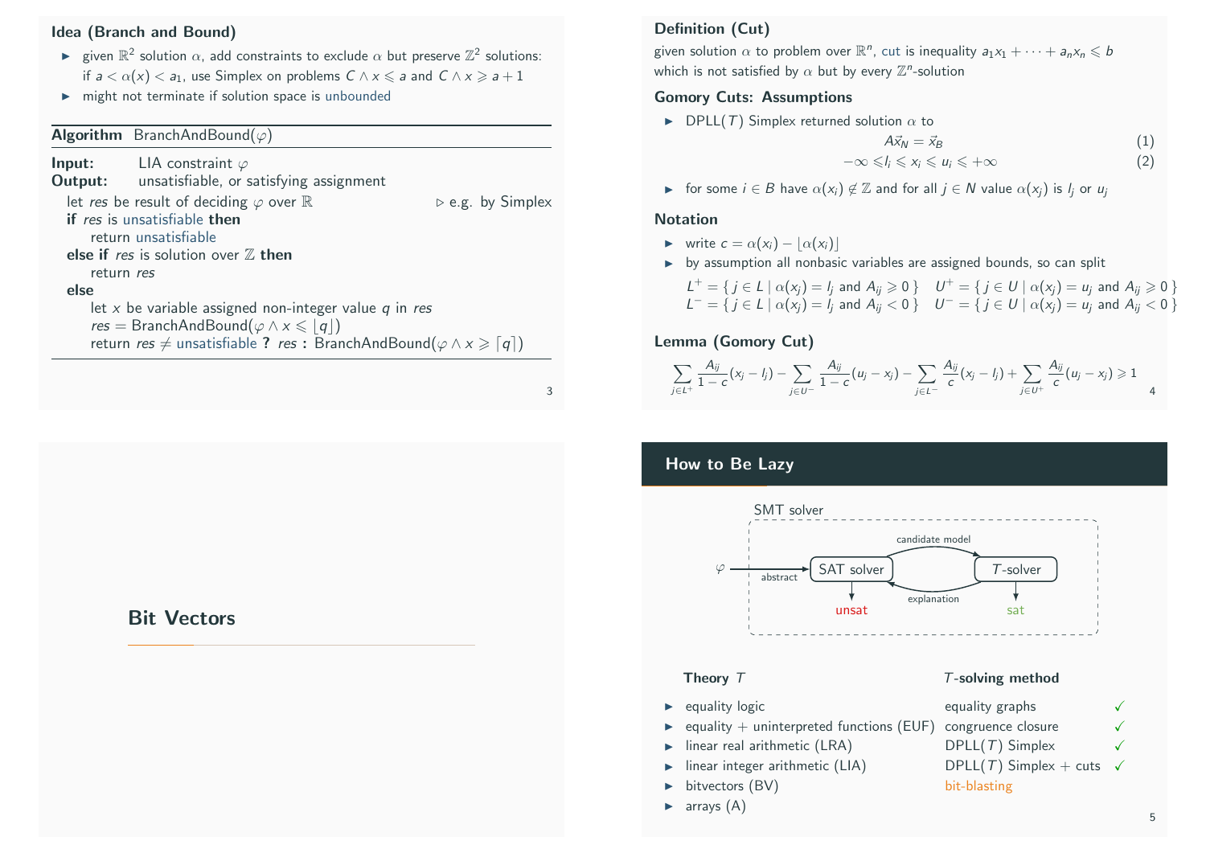### Idea (Branch and Bound)

- given $\mathbb{R}^2$ solution $\alpha$, add constraints to exclude $\alpha$ but preserve $\mathbb{Z}^2$ solutions: if $a < \alpha(x) < a_1$, use Simplex on problems $C \wedge x \leqslant a$ and $C \wedge x \geqslant a+1$
- might not terminate if solution space is unbounded

**Algorithm** BranchAndBound($\varphi$)

**Input:** LIA constraint $\varphi$
**Output:** unsatisfiable, or satisfying assignment

```
let res be result of deciding φ over ℝ                ▷ e.g. by Simplex
if res is unsatisfiable then
    return unsatisfiable
else if res is solution over ℤ then
    return res
else
    let x be variable assigned non-integer value q in res
    res = BranchAndBound(φ ∧ x ⩽ ⌊q⌋)
    return res ≠ unsatisfiable ? res : BranchAndBound(φ ∧ x ⩾ ⌈q⌉)
```

### Definition (Cut)

given solution $\alpha$ to problem over $\mathbb{R}^n$, cut is inequality $a_1x_1 + \cdots + a_nx_n \leqslant b$ which is not satisfied by $\alpha$ but by every $\mathbb{Z}^n$-solution

### Gomory Cuts: Assumptions

- DPLL($T$) Simplex returned solution $\alpha$ to

$$A\vec{x}_N = \vec{x}_B \tag{1}$$

$$-\infty \leqslant l_i \leqslant x_i \leqslant u_i \leqslant +\infty \tag{2}$$

- for some $i \in B$ have $\alpha(x_i) \notin \mathbb{Z}$ and for all $j \in N$ value $\alpha(x_j)$ is $l_j$ or $u_j$

### Notation

- write $c = \alpha(x_i) - \lfloor \alpha(x_i) \rfloor$
- by assumption all nonbasic variables are assigned bounds, so can split

$$L^+ = \{\, j \in L \mid \alpha(x_j) = l_j \text{ and } A_{ij} \geqslant 0 \,\} \quad U^+ = \{\, j \in U \mid \alpha(x_j) = u_j \text{ and } A_{ij} \geqslant 0 \,\}$$
$$L^- = \{\, j \in L \mid \alpha(x_j) = l_j \text{ and } A_{ij} < 0 \,\} \quad U^- = \{\, j \in U \mid \alpha(x_j) = u_j \text{ and } A_{ij} < 0 \,\}$$

### Lemma (Gomory Cut)

$$\sum_{j \in L^+} \frac{A_{ij}}{1-c}(x_j - l_j) - \sum_{j \in U^-} \frac{A_{ij}}{1-c}(u_j - x_j) - \sum_{j \in L^-} \frac{A_{ij}}{c}(x_j - l_j) + \sum_{j \in U^+} \frac{A_{ij}}{c}(u_j - x_j) \geqslant 1$$

# Bit Vectors

## How to Be Lazy

SMT solver: $\varphi$ → (abstract) → SAT solver → (candidate model) → $T$-solver; $T$-solver → (explanation) → SAT solver; SAT solver → unsat; $T$-solver → sat

| Theory $T$ | $T$-solving method | |
|---|---|---|
| equality logic | equality graphs | ✓ |
| equality + uninterpreted functions (EUF) | congruence closure | ✓ |
| linear real arithmetic (LRA) | DPLL($T$) Simplex | ✓ |
| linear integer arithmetic (LIA) | DPLL($T$) Simplex + cuts | ✓ |
| bitvectors (BV) | bit-blasting | |
| arrays (A) | | |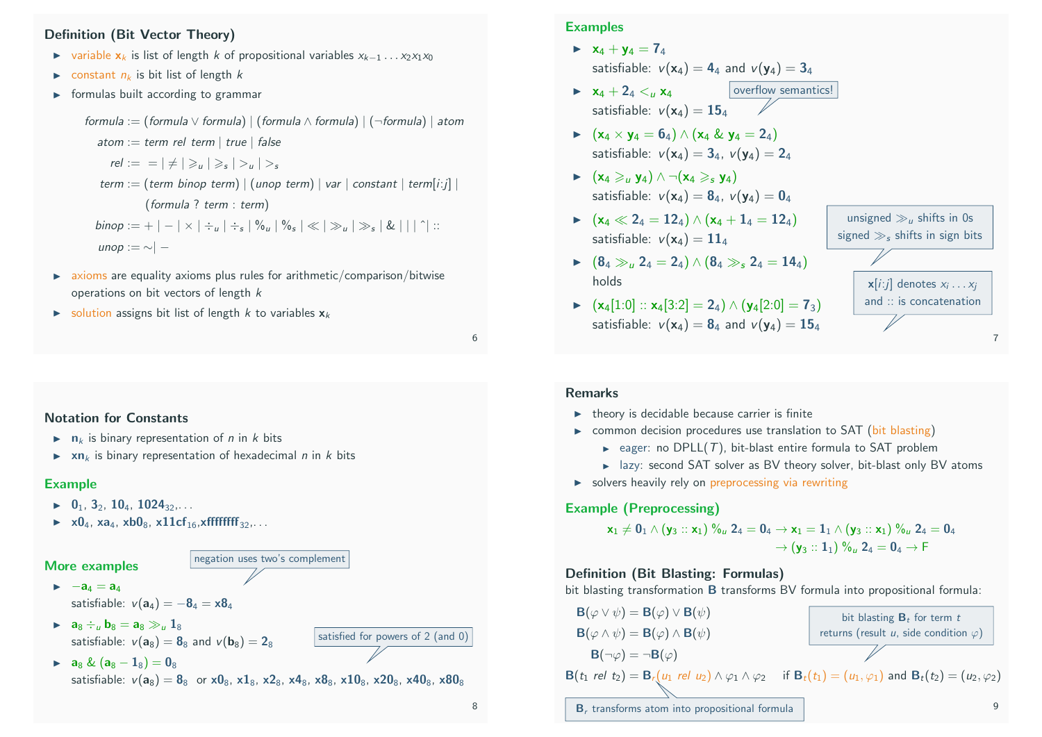## Definition (Bit Vector Theory)

- variable $\mathbf{x}_k$ is list of length $k$ of propositional variables $x_{k-1} \dots x_2 x_1 x_0$
- constant $n_k$ is bit list of length $k$
- formulas built according to grammar

$$
\begin{aligned}
\textit{formula} &:= (\textit{formula} \vee \textit{formula}) \mid (\textit{formula} \wedge \textit{formula}) \mid (\neg \textit{formula}) \mid \textit{atom} \\
\textit{atom} &:= \textit{term rel term} \mid \textit{true} \mid \textit{false} \\
\textit{rel} &:= \; = \mid \neq \mid \geqslant_u \mid \geqslant_s \mid >_u \mid >_s \\
\textit{term} &:= (\textit{term binop term}) \mid (\textit{unop term}) \mid \textit{var} \mid \textit{constant} \mid \textit{term}[i{:}j] \mid \\
&\quad\; (\textit{formula} \; ? \; \textit{term} : \textit{term}) \\
\textit{binop} &:= + \mid - \mid \times \mid \div_u \mid \div_s \mid \%_u \mid \%_s \mid \ll \mid \gg_u \mid \gg_s \mid \& \mid \mid \mid \hat{} \mid :: \\
\textit{unop} &:= \sim \mid -
\end{aligned}
$$

- axioms are equality axioms plus rules for arithmetic/comparison/bitwise operations on bit vectors of length $k$
- solution assigns bit list of length $k$ to variables $\mathbf{x}_k$

## Examples

- $\mathbf{x}_4 + \mathbf{y}_4 = \mathbf{7}_4$
  satisfiable: $v(\mathbf{x}_4) = \mathbf{4}_4$ and $v(\mathbf{y}_4) = \mathbf{3}_4$
- $\mathbf{x}_4 + \mathbf{2}_4 <_u \mathbf{x}_4$ (overflow semantics!)
  satisfiable: $v(\mathbf{x}_4) = \mathbf{15}_4$
- $(\mathbf{x}_4 \times \mathbf{y}_4 = \mathbf{6}_4) \wedge (\mathbf{x}_4 \,\&\, \mathbf{y}_4 = \mathbf{2}_4)$
  satisfiable: $v(\mathbf{x}_4) = \mathbf{3}_4$, $v(\mathbf{y}_4) = \mathbf{2}_4$
- $(\mathbf{x}_4 \geqslant_u \mathbf{y}_4) \wedge \neg(\mathbf{x}_4 \geqslant_s \mathbf{y}_4)$
  satisfiable: $v(\mathbf{x}_4) = \mathbf{8}_4$, $v(\mathbf{y}_4) = \mathbf{0}_4$
- $(\mathbf{x}_4 \ll \mathbf{2}_4 = \mathbf{12}_4) \wedge (\mathbf{x}_4 + \mathbf{1}_4 = \mathbf{12}_4)$
  satisfiable: $v(\mathbf{x}_4) = \mathbf{11}_4$
- $(\mathbf{8}_4 \gg_u \mathbf{2}_4 = \mathbf{2}_4) \wedge (\mathbf{8}_4 \gg_s \mathbf{2}_4 = \mathbf{14}_4)$
  holds (unsigned $\gg_u$ shifts in 0s, signed $\gg_s$ shifts in sign bits)
- $(\mathbf{x}_4[1{:}0] :: \mathbf{x}_4[3{:}2] = \mathbf{2}_4) \wedge (\mathbf{y}_4[2{:}0] = \mathbf{7}_3)$
  satisfiable: $v(\mathbf{x}_4) = \mathbf{8}_4$ and $v(\mathbf{y}_4) = \mathbf{15}_4$
  ($\mathbf{x}[i{:}j]$ denotes $x_i \dots x_j$ and $::$ is concatenation)

## Notation for Constants

- $\mathbf{n}_k$ is binary representation of $n$ in $k$ bits
- $\mathbf{xn}_k$ is binary representation of hexadecimal $n$ in $k$ bits

## Example

- $\mathbf{0}_1$, $\mathbf{3}_2$, $\mathbf{10}_4$, $\mathbf{1024}_{32}$, ...
- $\mathbf{x0}_4$, $\mathbf{xa}_4$, $\mathbf{xb0}_8$, $\mathbf{x11cf}_{16}$, $\mathbf{xffffffff}_{32}$, ...

## More examples

- $-\mathbf{a}_4 = \mathbf{a}_4$ (negation uses two's complement)
  satisfiable: $v(\mathbf{a}_4) = -\mathbf{8}_4 = \mathbf{x8}_4$
- $\mathbf{a}_8 \div_u \mathbf{b}_8 = \mathbf{a}_8 \gg_u \mathbf{1}_8$
  satisfiable: $v(\mathbf{a}_8) = \mathbf{8}_8$ and $v(\mathbf{b}_8) = \mathbf{2}_8$
- $\mathbf{a}_8 \,\&\, (\mathbf{a}_8 - \mathbf{1}_8) = \mathbf{0}_8$ (satisfied for powers of 2 (and 0))
  satisfiable: $v(\mathbf{a}_8) = \mathbf{8}_8$ or $\mathbf{x0}_8$, $\mathbf{x1}_8$, $\mathbf{x2}_8$, $\mathbf{x4}_8$, $\mathbf{x8}_8$, $\mathbf{x10}_8$, $\mathbf{x20}_8$, $\mathbf{x40}_8$, $\mathbf{x80}_8$

## Remarks

- theory is decidable because carrier is finite
- common decision procedures use translation to SAT (bit blasting)
  - eager: no DPLL($T$), bit-blast entire formula to SAT problem
  - lazy: second SAT solver as BV theory solver, bit-blast only BV atoms
- solvers heavily rely on preprocessing via rewriting

## Example (Preprocessing)

$$
\mathbf{x}_1 \neq \mathbf{0}_1 \wedge (\mathbf{y}_3 :: \mathbf{x}_1) \,\%_u\, \mathbf{2}_4 = \mathbf{0}_4 \rightarrow \mathbf{x}_1 = \mathbf{1}_1 \wedge (\mathbf{y}_3 :: \mathbf{x}_1) \,\%_u\, \mathbf{2}_4 = \mathbf{0}_4
$$
$$
\rightarrow (\mathbf{y}_3 :: \mathbf{1}_1) \,\%_u\, \mathbf{2}_4 = \mathbf{0}_4 \rightarrow \mathsf{F}
$$

## Definition (Bit Blasting: Formulas)

bit blasting transformation $\mathbf{B}$ transforms BV formula into propositional formula:

$$
\begin{aligned}
\mathbf{B}(\varphi \vee \psi) &= \mathbf{B}(\varphi) \vee \mathbf{B}(\psi) \\
\mathbf{B}(\varphi \wedge \psi) &= \mathbf{B}(\varphi) \wedge \mathbf{B}(\psi) \\
\mathbf{B}(\neg \varphi) &= \neg \mathbf{B}(\varphi) \\
\mathbf{B}(t_1 \; \textit{rel} \; t_2) &= \mathbf{B}_r(u_1 \; \textit{rel} \; u_2) \wedge \varphi_1 \wedge \varphi_2 \quad \text{if } \mathbf{B}_t(t_1) = (u_1, \varphi_1) \text{ and } \mathbf{B}_t(t_2) = (u_2, \varphi_2)
\end{aligned}
$$

bit blasting $\mathbf{B}_t$ for term $t$ returns (result $u$, side condition $\varphi$)

$\mathbf{B}_r$ transforms atom into propositional formula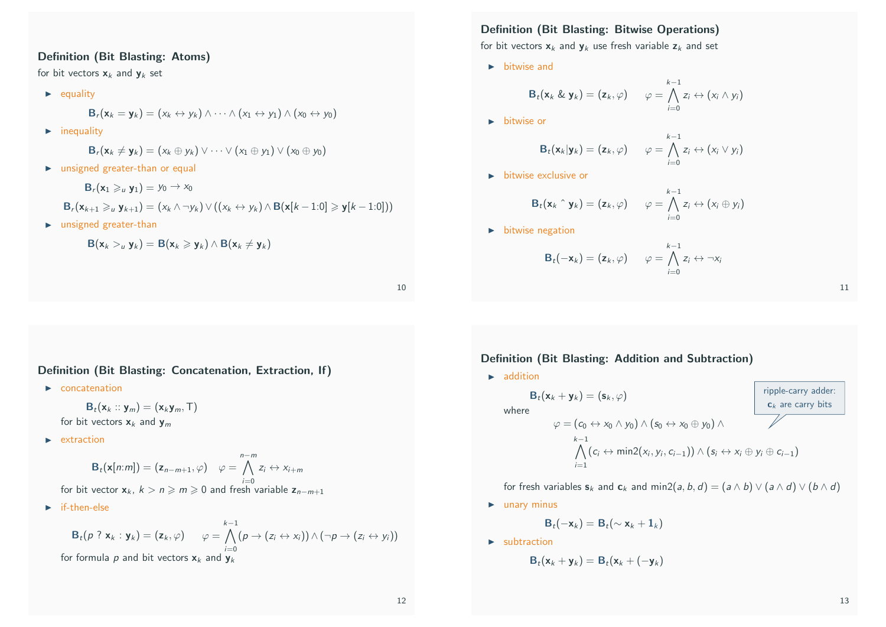### Definition (Bit Blasting: Atoms)

for bit vectors $\mathbf{x}_k$ and $\mathbf{y}_k$ set

- equality

$$\mathbf{B}_r(\mathbf{x}_k = \mathbf{y}_k) = (x_k \leftrightarrow y_k) \wedge \cdots \wedge (x_1 \leftrightarrow y_1) \wedge (x_0 \leftrightarrow y_0)$$

- inequality

$$\mathbf{B}_r(\mathbf{x}_k \neq \mathbf{y}_k) = (x_k \oplus y_k) \vee \cdots \vee (x_1 \oplus y_1) \vee (x_0 \oplus y_0)$$

- unsigned greater-than or equal

$$\mathbf{B}_r(\mathbf{x}_1 \geqslant_u \mathbf{y}_1) = y_0 \to x_0$$

$$\mathbf{B}_r(\mathbf{x}_{k+1} \geqslant_u \mathbf{y}_{k+1}) = (x_k \wedge \neg y_k) \vee ((x_k \leftrightarrow y_k) \wedge \mathbf{B}(\mathbf{x}[k-1{:}0] \geqslant \mathbf{y}[k-1{:}0]))$$

- unsigned greater-than

$$\mathbf{B}(\mathbf{x}_k >_u \mathbf{y}_k) = \mathbf{B}(\mathbf{x}_k \geqslant \mathbf{y}_k) \wedge \mathbf{B}(\mathbf{x}_k \neq \mathbf{y}_k)$$

### Definition (Bit Blasting: Bitwise Operations)

for bit vectors $\mathbf{x}_k$ and $\mathbf{y}_k$ use fresh variable $\mathbf{z}_k$ and set

- bitwise and

$$\mathbf{B}_t(\mathbf{x}_k \;\&\; \mathbf{y}_k) = (\mathbf{z}_k, \varphi) \qquad \varphi = \bigwedge_{i=0}^{k-1} z_i \leftrightarrow (x_i \wedge y_i)$$

- bitwise or

$$\mathbf{B}_t(\mathbf{x}_k | \mathbf{y}_k) = (\mathbf{z}_k, \varphi) \qquad \varphi = \bigwedge_{i=0}^{k-1} z_i \leftrightarrow (x_i \vee y_i)$$

- bitwise exclusive or

$$\mathbf{B}_t(\mathbf{x}_k \;\hat{}\; \mathbf{y}_k) = (\mathbf{z}_k, \varphi) \qquad \varphi = \bigwedge_{i=0}^{k-1} z_i \leftrightarrow (x_i \oplus y_i)$$

- bitwise negation

$$\mathbf{B}_t(-\mathbf{x}_k) = (\mathbf{z}_k, \varphi) \qquad \varphi = \bigwedge_{i=0}^{k-1} z_i \leftrightarrow \neg x_i$$

### Definition (Bit Blasting: Concatenation, Extraction, If)

- concatenation

$$\mathbf{B}_t(\mathbf{x}_k :: \mathbf{y}_m) = (\mathbf{x}_k \mathbf{y}_m, \top)$$

for bit vectors $\mathbf{x}_k$ and $\mathbf{y}_m$

- extraction

$$\mathbf{B}_t(\mathbf{x}[n{:}m]) = (\mathbf{z}_{n-m+1}, \varphi) \quad \varphi = \bigwedge_{i=0}^{n-m} z_i \leftrightarrow x_{i+m}$$

for bit vector $\mathbf{x}_k$, $k > n \geqslant m \geqslant 0$ and fresh variable $\mathbf{z}_{n-m+1}$

- if-then-else

$$\mathbf{B}_t(p \;?\; \mathbf{x}_k : \mathbf{y}_k) = (\mathbf{z}_k, \varphi) \qquad \varphi = \bigwedge_{i=0}^{k-1} (p \to (z_i \leftrightarrow x_i)) \wedge (\neg p \to (z_i \leftrightarrow y_i))$$

for formula $p$ and bit vectors $\mathbf{x}_k$ and $\mathbf{y}_k$

### Definition (Bit Blasting: Addition and Subtraction)

- addition

$$\mathbf{B}_t(\mathbf{x}_k + \mathbf{y}_k) = (\mathbf{s}_k, \varphi)$$

where

$$\varphi = (c_0 \leftrightarrow x_0 \wedge y_0) \wedge (s_0 \leftrightarrow x_0 \oplus y_0) \wedge \bigwedge_{i=1}^{k-1} (c_i \leftrightarrow \mathrm{min2}(x_i, y_i, c_{i-1})) \wedge (s_i \leftrightarrow x_i \oplus y_i \oplus c_{i-1})$$

ripple-carry adder: $\mathbf{c}_k$ are carry bits

for fresh variables $\mathbf{s}_k$ and $\mathbf{c}_k$ and $\mathrm{min2}(a, b, d) = (a \wedge b) \vee (a \wedge d) \vee (b \wedge d)$

- unary minus

$$\mathbf{B}_t(-\mathbf{x}_k) = \mathbf{B}_t(\sim \mathbf{x}_k + \mathbf{1}_k)$$

- subtraction

$$\mathbf{B}_t(\mathbf{x}_k + \mathbf{y}_k) = \mathbf{B}_t(\mathbf{x}_k + (-\mathbf{y}_k))$$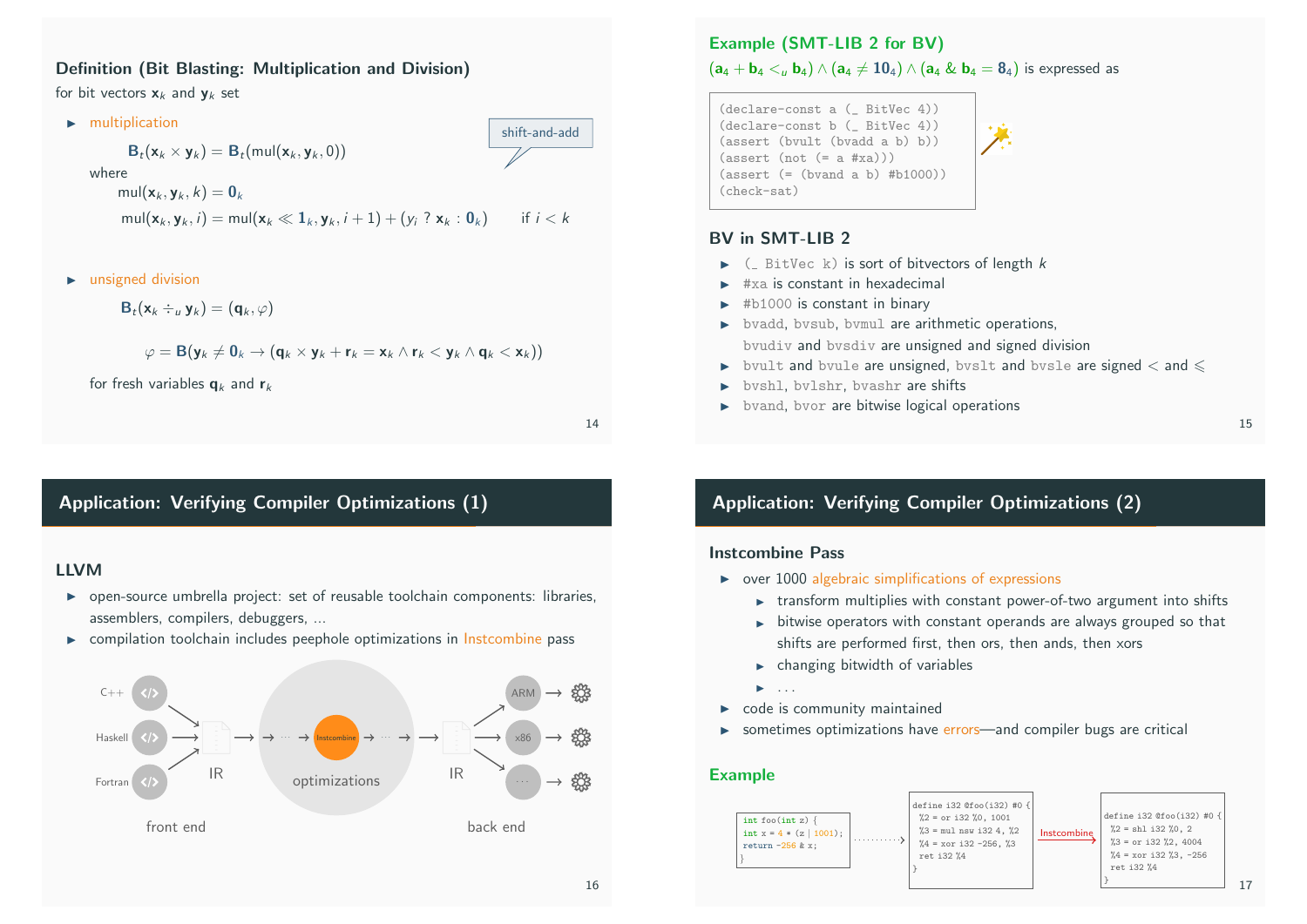### Definition (Bit Blasting: Multiplication and Division)

for bit vectors $\mathbf{x}_k$ and $\mathbf{y}_k$ set

- multiplication

  shift-and-add

  $$B_t(\mathbf{x}_k \times \mathbf{y}_k) = B_t(\mathsf{mul}(\mathbf{x}_k, \mathbf{y}_k, 0))$$

  where

  $$\mathsf{mul}(\mathbf{x}_k, \mathbf{y}_k, k) = \mathbf{0}_k$$

  $$\mathsf{mul}(\mathbf{x}_k, \mathbf{y}_k, i) = \mathsf{mul}(\mathbf{x}_k \ll \mathbf{1}_k, \mathbf{y}_k, i+1) + (y_i \; ? \; \mathbf{x}_k : \mathbf{0}_k) \qquad \text{if } i < k$$

- unsigned division

  $$B_t(\mathbf{x}_k \div_u \mathbf{y}_k) = (\mathbf{q}_k, \varphi)$$

  $$\varphi = B(\mathbf{y}_k \neq \mathbf{0}_k \to (\mathbf{q}_k \times \mathbf{y}_k + \mathbf{r}_k = \mathbf{x}_k \wedge \mathbf{r}_k < \mathbf{y}_k \wedge \mathbf{q}_k < \mathbf{x}_k))$$

  for fresh variables $\mathbf{q}_k$ and $\mathbf{r}_k$

### Example (SMT-LIB 2 for BV)

$(\mathbf{a}_4 + \mathbf{b}_4 <_u \mathbf{b}_4) \wedge (\mathbf{a}_4 \neq \mathbf{10}_4) \wedge (\mathbf{a}_4 \,\&\, \mathbf{b}_4 = \mathbf{8}_4)$ is expressed as

```
(declare-const a (_ BitVec 4))
(declare-const b (_ BitVec 4))
(assert (bvult (bvadd a b) b))
(assert (not (= a #xa)))
(assert (= (bvand a b) #b1000))
(check-sat)
```

### BV in SMT-LIB 2

- `(_ BitVec k)` is sort of bitvectors of length $k$
- `#xa` is constant in hexadecimal
- `#b1000` is constant in binary
- `bvadd`, `bvsub`, `bvmul` are arithmetic operations, `bvudiv` and `bvsdiv` are unsigned and signed division
- `bvult` and `bvule` are unsigned, `bvslt` and `bvsle` are signed $<$ and $\leqslant$
- `bvshl`, `bvlshr`, `bvashr` are shifts
- `bvand`, `bvor` are bitwise logical operations

## Application: Verifying Compiler Optimizations (1)

### LLVM

- open-source umbrella project: set of reusable toolchain components: libraries, assemblers, compilers, debuggers, ...
- compilation toolchain includes peephole optimizations in Instcombine pass

C++, Haskell, Fortran → IR → ··· → Instcombine → ··· → IR → ARM, x86, ···

front end | optimizations | back end

## Application: Verifying Compiler Optimizations (2)

### Instcombine Pass

- over 1000 algebraic simplifications of expressions
  - transform multiplies with constant power-of-two argument into shifts
  - bitwise operators with constant operands are always grouped so that shifts are performed first, then ors, then ands, then xors
  - changing bitwidth of variables
  - ...
- code is community maintained
- sometimes optimizations have errors—and compiler bugs are critical

### Example

```
int foo(int z) {
int x = 4 * (z | 1001);
return -256 & x;
}
```

```
define i32 @foo(i32) #0 {
 %2 = or i32 %0, 1001
 %3 = mul nsw i32 4, %2
 %4 = xor i32 -256, %3
 ret i32 %4
}
```

Instcombine →

```
define i32 @foo(i32) #0 {
 %2 = shl i32 %0, 2
 %3 = or i32 %2, 4004
 %4 = xor i32 %3, -256
 ret i32 %4
}
```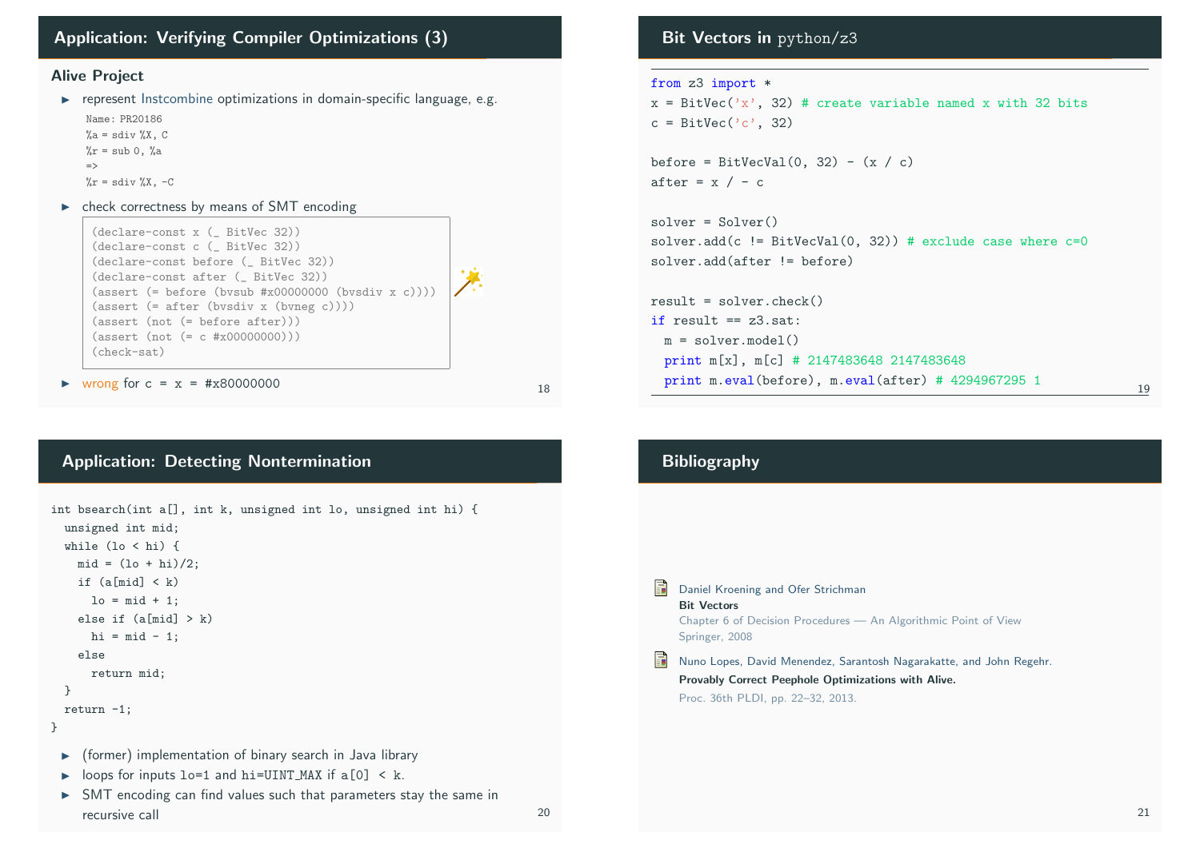## Application: Verifying Compiler Optimizations (3)

### Alive Project

- represent Instcombine optimizations in domain-specific language, e.g.

```
Name: PR20186
%a = sdiv %X, C
%r = sub 0, %a
=>
%r = sdiv %X, -C
```

- check correctness by means of SMT encoding

```
(declare-const x (_ BitVec 32))
(declare-const c (_ BitVec 32))
(declare-const before (_ BitVec 32))
(declare-const after (_ BitVec 32))
(assert (= before (bvsub #x00000000 (bvsdiv x c))))
(assert (= after (bvsdiv x (bvneg c))))
(assert (not (= before after)))
(assert (not (= c #x00000000)))
(check-sat)
```

- wrong for c = x = #x80000000

## Bit Vectors in python/z3

```python
from z3 import *
x = BitVec('x', 32) # create variable named x with 32 bits
c = BitVec('c', 32)

before = BitVecVal(0, 32) - (x / c)
after = x / - c

solver = Solver()
solver.add(c != BitVecVal(0, 32)) # exclude case where c=0
solver.add(after != before)

result = solver.check()
if result == z3.sat:
  m = solver.model()
  print m[x], m[c] # 2147483648 2147483648
  print m.eval(before), m.eval(after) # 4294967295 1
```

## Application: Detecting Nontermination

```c
int bsearch(int a[], int k, unsigned int lo, unsigned int hi) {
  unsigned int mid;
  while (lo < hi) {
    mid = (lo + hi)/2;
    if (a[mid] < k)
      lo = mid + 1;
    else if (a[mid] > k)
      hi = mid - 1;
    else
      return mid;
  }
  return -1;
}
```

- (former) implementation of binary search in Java library
- loops for inputs lo=1 and hi=UINT_MAX if a[0] < k.
- SMT encoding can find values such that parameters stay the same in recursive call

## Bibliography

- Daniel Kroening and Ofer Strichman
  **Bit Vectors**
  Chapter 6 of Decision Procedures — An Algorithmic Point of View
  Springer, 2008
- Nuno Lopes, David Menendez, Sarantosh Nagarakatte, and John Regehr.
  **Provably Correct Peephole Optimizations with Alive.**
  Proc. 36th PLDI, pp. 22–32, 2013.